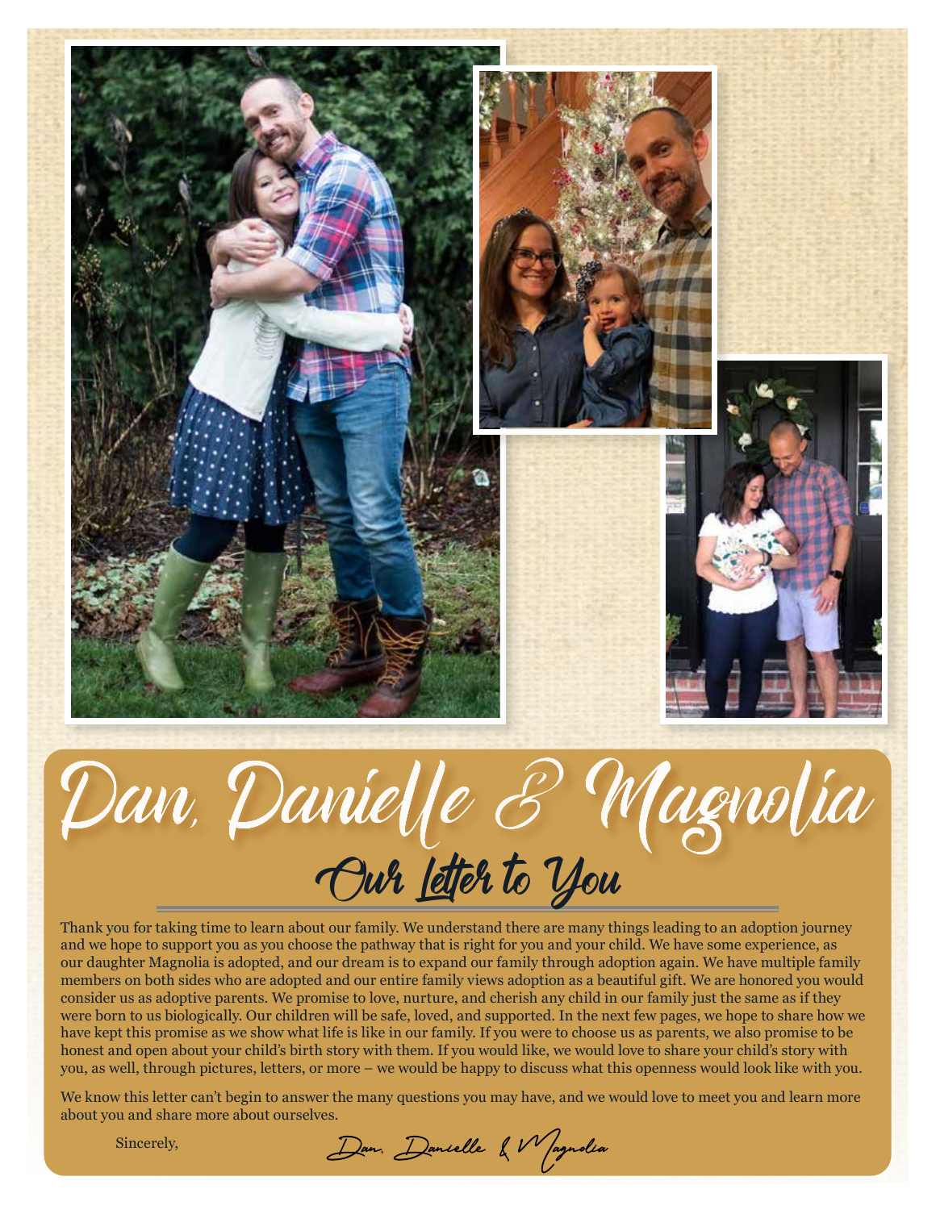# Dan, Danielle & Magnolia

## Our Letter to You

Thank you for taking time to learn about our family. We understand there are many things leading to an adoption journey and we hope to support you as you choose the pathway that is right for you and your child. We have some experience, as our daughter Magnolia is adopted, and our dream is to expand our family through adoption again. We have multiple family members on both sides who are adopted and our entire family views adoption as a beautiful gift. We are honored you would consider us as adoptive parents. We promise to love, nurture, and cherish any child in our family just the same as if they were born to us biologically. Our children will be safe, loved, and supported. In the next few pages, we hope to share how we have kept this promise as we show what life is like in our family. If you were to choose us as parents, we also promise to be honest and open about your child's birth story with them. If you would like, we would love to share your child's story with you, as well, through pictures, letters, or more – we would be happy to discuss what this openness would look like with you.

We know this letter can't begin to answer the many questions you may have, and we would love to meet you and learn more about you and share more about ourselves.

Sincerely,

*Dan, Danielle & Magnolia*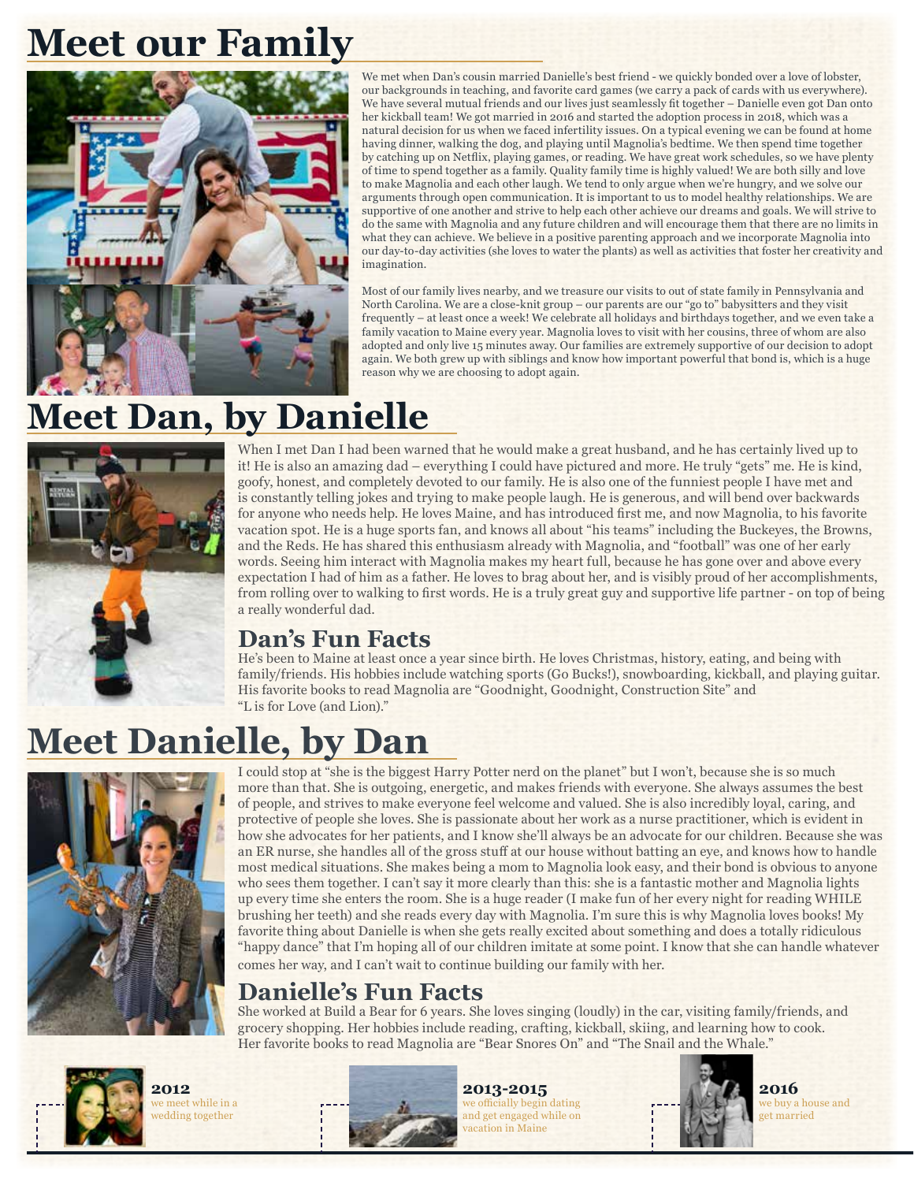# Meet our Family

We met when Dan's cousin married Danielle's best friend - we quickly bonded over a love of lobster, our backgrounds in teaching, and favorite card games (we carry a pack of cards with us everywhere). We have several mutual friends and our lives just seamlessly fit together – Danielle even got Dan onto her kickball team! We got married in 2016 and started the adoption process in 2018, which was a natural decision for us when we faced infertility issues. On a typical evening we can be found at home having dinner, walking the dog, and playing until Magnolia's bedtime. We then spend time together by catching up on Netflix, playing games, or reading. We have great work schedules, so we have plenty of time to spend together as a family. Quality family time is highly valued! We are both silly and love to make Magnolia and each other laugh. We tend to only argue when we're hungry, and we solve our arguments through open communication. It is important to us to model healthy relationships. We are supportive of one another and strive to help each other achieve our dreams and goals. We will strive to do the same with Magnolia and any future children and will encourage them that there are no limits in what they can achieve. We believe in a positive parenting approach and we incorporate Magnolia into our day-to-day activities (she loves to water the plants) as well as activities that foster her creativity and imagination.

Most of our family lives nearby, and we treasure our visits to out of state family in Pennsylvania and North Carolina. We are a close-knit group – our parents are our "go to" babysitters and they visit frequently – at least once a week! We celebrate all holidays and birthdays together, and we even take a family vacation to Maine every year. Magnolia loves to visit with her cousins, three of whom are also adopted and only live 15 minutes away. Our families are extremely supportive of our decision to adopt again. We both grew up with siblings and know how important powerful that bond is, which is a huge reason why we are choosing to adopt again.

# Meet Dan, by Danielle

When I met Dan I had been warned that he would make a great husband, and he has certainly lived up to it! He is also an amazing dad – everything I could have pictured and more. He truly "gets" me. He is kind, goofy, honest, and completely devoted to our family. He is also one of the funniest people I have met and is constantly telling jokes and trying to make people laugh. He is generous, and will bend over backwards for anyone who needs help. He loves Maine, and has introduced first me, and now Magnolia, to his favorite vacation spot. He is a huge sports fan, and knows all about "his teams" including the Buckeyes, the Browns, and the Reds. He has shared this enthusiasm already with Magnolia, and "football" was one of her early words. Seeing him interact with Magnolia makes my heart full, because he has gone over and above every expectation I had of him as a father. He loves to brag about her, and is visibly proud of her accomplishments, from rolling over to walking to first words. He is a truly great guy and supportive life partner - on top of being a really wonderful dad.

## Dan's Fun Facts

He's been to Maine at least once a year since birth. He loves Christmas, history, eating, and being with family/friends. His hobbies include watching sports (Go Bucks!), snowboarding, kickball, and playing guitar. His favorite books to read Magnolia are "Goodnight, Goodnight, Construction Site" and "L is for Love (and Lion)."

# Meet Danielle, by Dan

I could stop at "she is the biggest Harry Potter nerd on the planet" but I won't, because she is so much more than that. She is outgoing, energetic, and makes friends with everyone. She always assumes the best of people, and strives to make everyone feel welcome and valued. She is also incredibly loyal, caring, and protective of people she loves. She is passionate about her work as a nurse practitioner, which is evident in how she advocates for her patients, and I know she'll always be an advocate for our children. Because she was an ER nurse, she handles all of the gross stuff at our house without batting an eye, and knows how to handle most medical situations. She makes being a mom to Magnolia look easy, and their bond is obvious to anyone who sees them together. I can't say it more clearly than this: she is a fantastic mother and Magnolia lights up every time she enters the room. She is a huge reader (I make fun of her every night for reading WHILE brushing her teeth) and she reads every day with Magnolia. I'm sure this is why Magnolia loves books! My favorite thing about Danielle is when she gets really excited about something and does a totally ridiculous "happy dance" that I'm hoping all of our children imitate at some point. I know that she can handle whatever comes her way, and I can't wait to continue building our family with her.

## Danielle's Fun Facts

She worked at Build a Bear for 6 years. She loves singing (loudly) in the car, visiting family/friends, and grocery shopping. Her hobbies include reading, crafting, kickball, skiing, and learning how to cook. Her favorite books to read Magnolia are "Bear Snores On" and "The Snail and the Whale."

**2012**
we meet while in a wedding together

**2013-2015**
we officially begin dating and get engaged while on vacation in Maine

**2016**
we buy a house and get married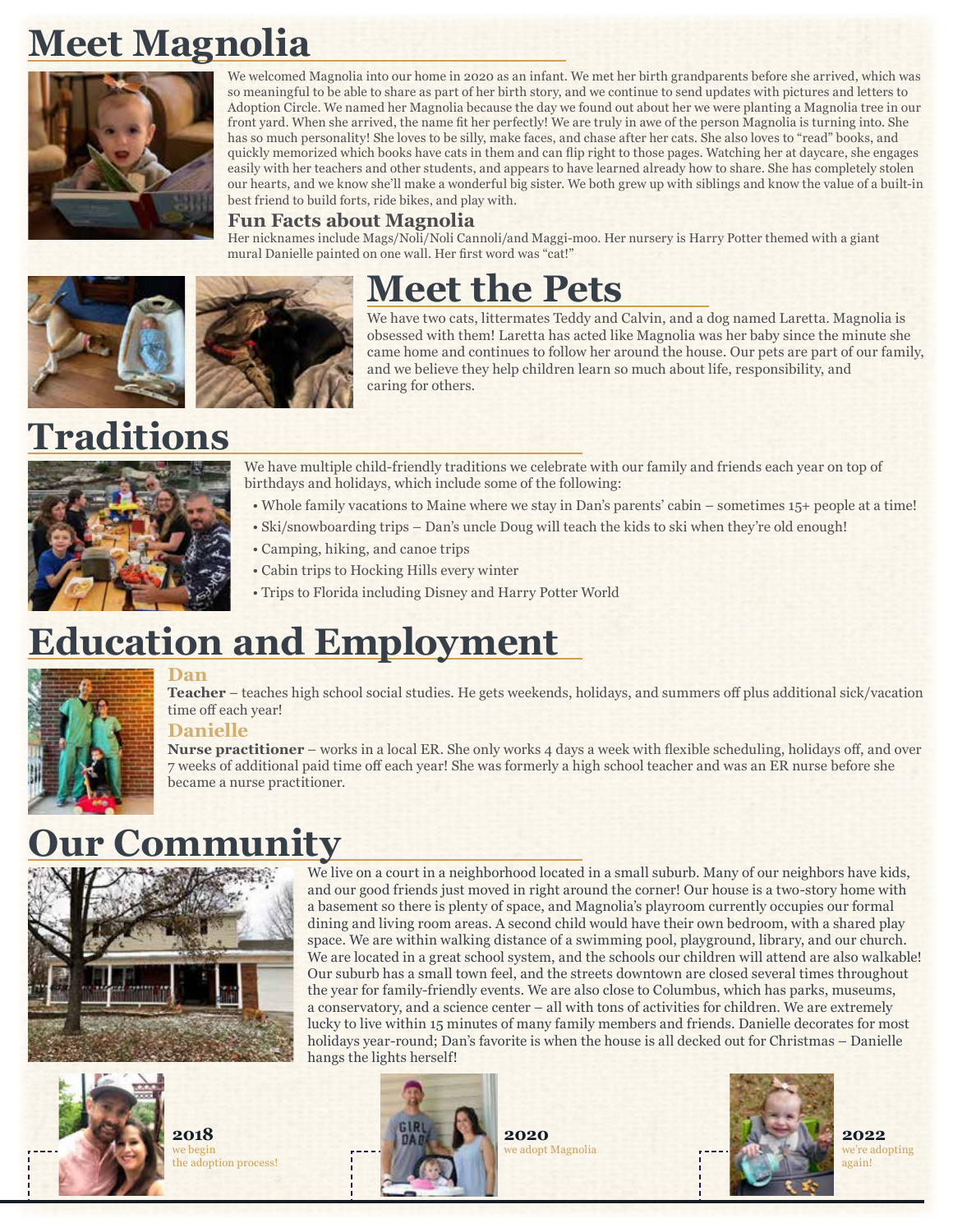# Meet Magnolia

We welcomed Magnolia into our home in 2020 as an infant. We met her birth grandparents before she arrived, which was so meaningful to be able to share as part of her birth story, and we continue to send updates with pictures and letters to Adoption Circle. We named her Magnolia because the day we found out about her we were planting a Magnolia tree in our front yard. When she arrived, the name fit her perfectly! We are truly in awe of the person Magnolia is turning into. She has so much personality! She loves to be silly, make faces, and chase after her cats. She also loves to "read" books, and quickly memorized which books have cats in them and can flip right to those pages. Watching her at daycare, she engages easily with her teachers and other students, and appears to have learned already how to share. She has completely stolen our hearts, and we know she'll make a wonderful big sister. We both grew up with siblings and know the value of a built-in best friend to build forts, ride bikes, and play with.

### Fun Facts about Magnolia

Her nicknames include Mags/Noli/Noli Cannoli/and Maggi-moo. Her nursery is Harry Potter themed with a giant mural Danielle painted on one wall. Her first word was "cat!"

# Meet the Pets

We have two cats, littermates Teddy and Calvin, and a dog named Laretta. Magnolia is obsessed with them! Laretta has acted like Magnolia was her baby since the minute she came home and continues to follow her around the house. Our pets are part of our family, and we believe they help children learn so much about life, responsibility, and caring for others.

# Traditions

We have multiple child-friendly traditions we celebrate with our family and friends each year on top of birthdays and holidays, which include some of the following:

- Whole family vacations to Maine where we stay in Dan's parents' cabin – sometimes 15+ people at a time!
- Ski/snowboarding trips – Dan's uncle Doug will teach the kids to ski when they're old enough!
- Camping, hiking, and canoe trips
- Cabin trips to Hocking Hills every winter
- Trips to Florida including Disney and Harry Potter World

# Education and Employment

### Dan

**Teacher** – teaches high school social studies. He gets weekends, holidays, and summers off plus additional sick/vacation time off each year!

### Danielle

**Nurse practitioner** – works in a local ER. She only works 4 days a week with flexible scheduling, holidays off, and over 7 weeks of additional paid time off each year! She was formerly a high school teacher and was an ER nurse before she became a nurse practitioner.

# Our Community

We live on a court in a neighborhood located in a small suburb. Many of our neighbors have kids, and our good friends just moved in right around the corner! Our house is a two-story home with a basement so there is plenty of space, and Magnolia's playroom currently occupies our formal dining and living room areas. A second child would have their own bedroom, with a shared play space. We are within walking distance of a swimming pool, playground, library, and our church. We are located in a great school system, and the schools our children will attend are also walkable! Our suburb has a small town feel, and the streets downtown are closed several times throughout the year for family-friendly events. We are also close to Columbus, which has parks, museums, a conservatory, and a science center – all with tons of activities for children. We are extremely lucky to live within 15 minutes of many family members and friends. Danielle decorates for most holidays year-round; Dan's favorite is when the house is all decked out for Christmas – Danielle hangs the lights herself!

**2018** we begin the adoption process!

**2020** we adopt Magnolia

**2022** we're adopting again!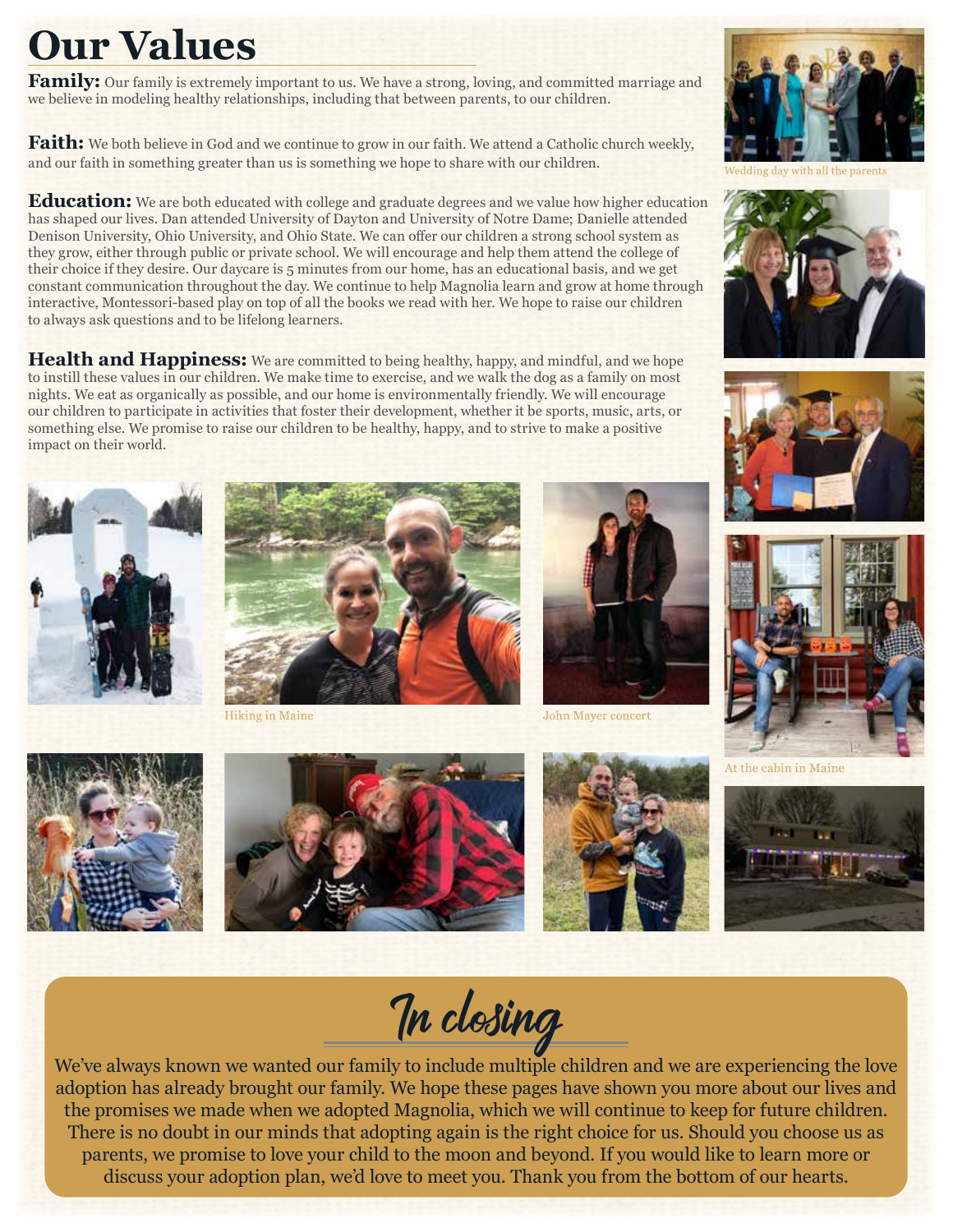# Our Values

**Family:** Our family is extremely important to us. We have a strong, loving, and committed marriage and we believe in modeling healthy relationships, including that between parents, to our children.

**Faith:** We both believe in God and we continue to grow in our faith. We attend a Catholic church weekly, and our faith in something greater than us is something we hope to share with our children.

**Education:** We are both educated with college and graduate degrees and we value how higher education has shaped our lives. Dan attended University of Dayton and University of Notre Dame; Danielle attended Denison University, Ohio University, and Ohio State. We can offer our children a strong school system as they grow, either through public or private school. We will encourage and help them attend the college of their choice if they desire. Our daycare is 5 minutes from our home, has an educational basis, and we get constant communication throughout the day. We continue to help Magnolia learn and grow at home through interactive, Montessori-based play on top of all the books we read with her. We hope to raise our children to always ask questions and to be lifelong learners.

**Health and Happiness:** We are committed to being healthy, happy, and mindful, and we hope to instill these values in our children. We make time to exercise, and we walk the dog as a family on most nights. We eat as organically as possible, and our home is environmentally friendly. We will encourage our children to participate in activities that foster their development, whether it be sports, music, arts, or something else. We promise to raise our children to be healthy, happy, and to strive to make a positive impact on their world.

Wedding day with all the parents

Hiking in Maine

John Mayer concert

At the cabin in Maine

## In closing

We've always known we wanted our family to include multiple children and we are experiencing the love adoption has already brought our family. We hope these pages have shown you more about our lives and the promises we made when we adopted Magnolia, which we will continue to keep for future children. There is no doubt in our minds that adopting again is the right choice for us. Should you choose us as parents, we promise to love your child to the moon and beyond. If you would like to learn more or discuss your adoption plan, we'd love to meet you. Thank you from the bottom of our hearts.